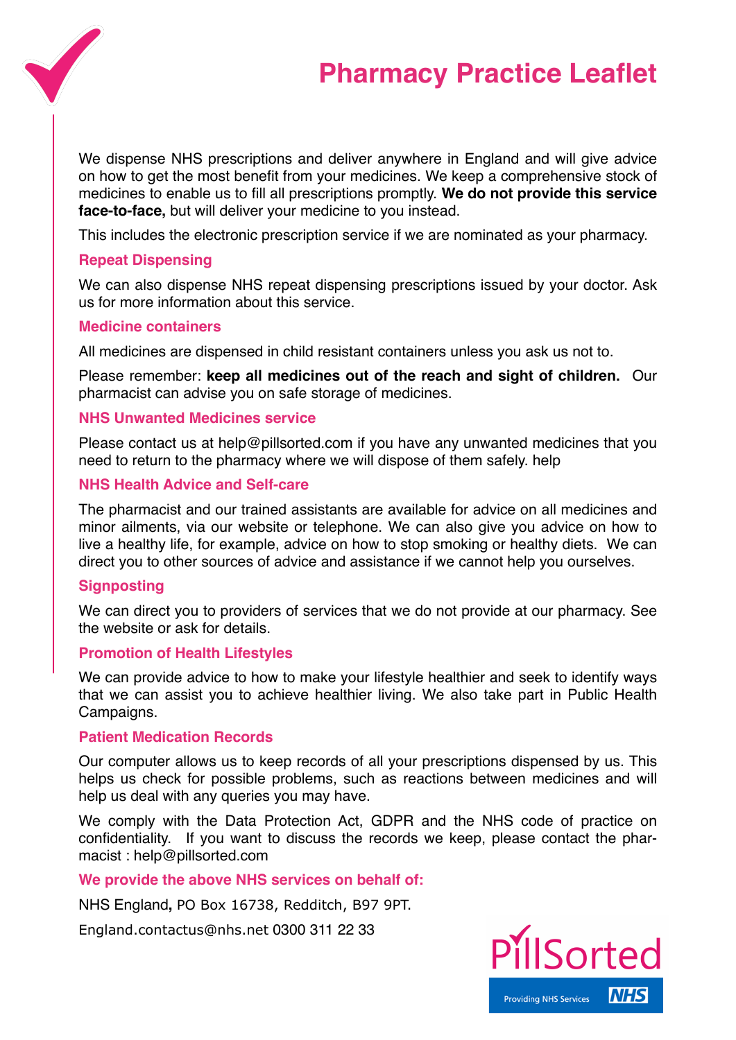# Pharmacy Practice Leaflet

We dispense NHS prescriptions and deliver anywhere in England and will give advice on how to get the most benefit from your medicines. We keep a comprehensive stock of medicines to enable us to fill all prescriptions promptly. **We do not provide this service face-to-face,** but will deliver your medicine to you instead.

This includes the electronic prescription service if we are nominated as your pharmacy.

## Repeat Dispensing

We can also dispense NHS repeat dispensing prescriptions issued by your doctor. Ask us for more information about this service.

## Medicine containers

All medicines are dispensed in child resistant containers unless you ask us not to.

Please remember: **keep all medicines out of the reach and sight of children.** Our pharmacist can advise you on safe storage of medicines.

## NHS Unwanted Medicines service

Please contact us at help@pillsorted.com if you have any unwanted medicines that you need to return to the pharmacy where we will dispose of them safely. help

## NHS Health Advice and Self-care

The pharmacist and our trained assistants are available for advice on all medicines and minor ailments, via our website or telephone. We can also give you advice on how to live a healthy life, for example, advice on how to stop smoking or healthy diets. We can direct you to other sources of advice and assistance if we cannot help you ourselves.

## Signposting

We can direct you to providers of services that we do not provide at our pharmacy. See the website or ask for details.

## Promotion of Health Lifestyles

We can provide advice to how to make your lifestyle healthier and seek to identify ways that we can assist you to achieve healthier living. We also take part in Public Health Campaigns.

## Patient Medication Records

Our computer allows us to keep records of all your prescriptions dispensed by us. This helps us check for possible problems, such as reactions between medicines and will help us deal with any queries you may have.

We comply with the Data Protection Act, GDPR and the NHS code of practice on confidentiality. If you want to discuss the records we keep, please contact the pharmacist : help@pillsorted.com

## We provide the above NHS services on behalf of:

NHS England, PO Box 16738, Redditch, B97 9PT.

England.contactus@nhs.net 0300 311 22 33

PillSorted

Providing NHS Services NHS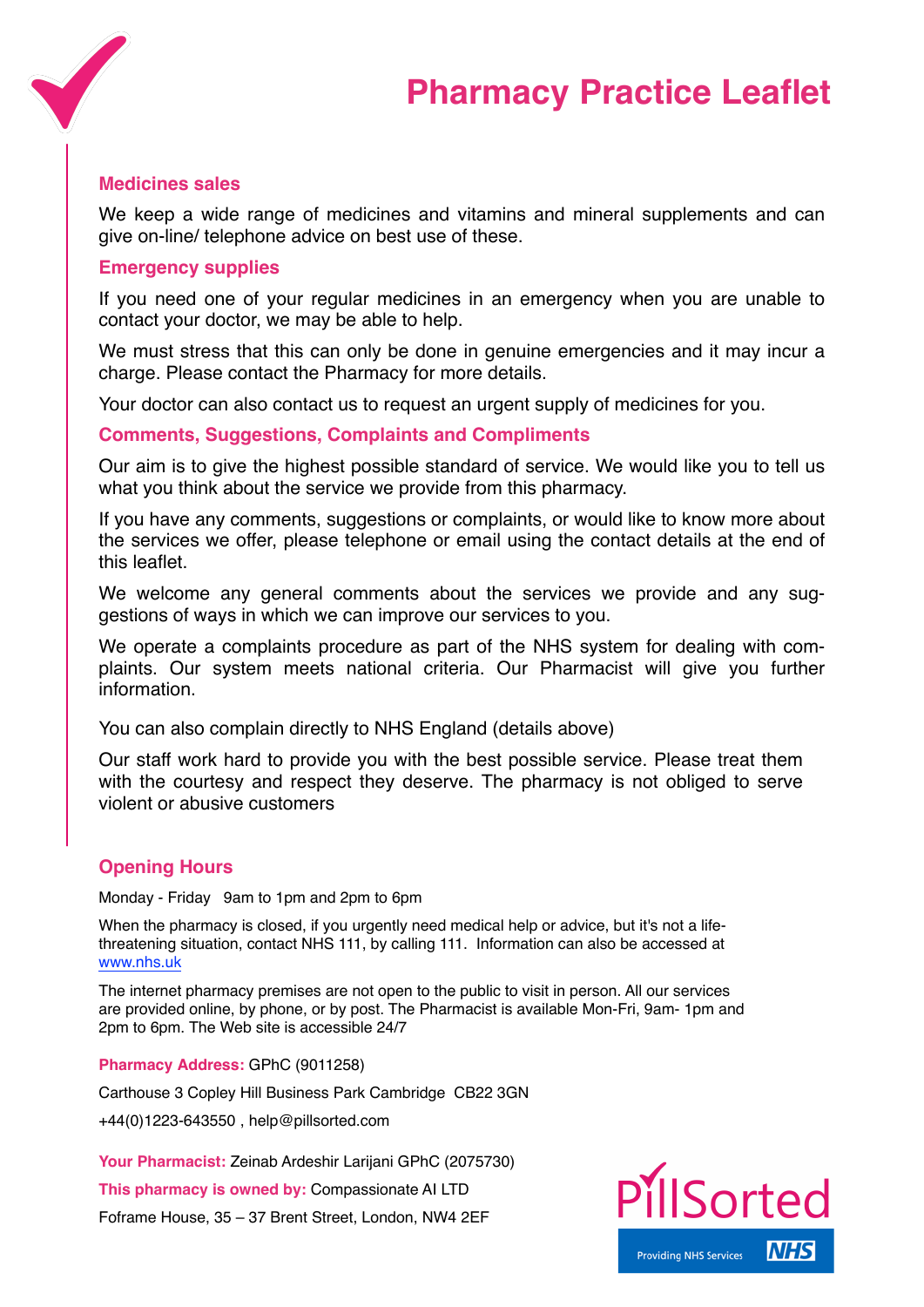# Pharmacy Practice Leaflet

## Medicines sales

We keep a wide range of medicines and vitamins and mineral supplements and can give on-line/ telephone advice on best use of these.

## Emergency supplies

If you need one of your regular medicines in an emergency when you are unable to contact your doctor, we may be able to help.

We must stress that this can only be done in genuine emergencies and it may incur a charge. Please contact the Pharmacy for more details.

Your doctor can also contact us to request an urgent supply of medicines for you.

## Comments, Suggestions, Complaints and Compliments

Our aim is to give the highest possible standard of service. We would like you to tell us what you think about the service we provide from this pharmacy.

If you have any comments, suggestions or complaints, or would like to know more about the services we offer, please telephone or email using the contact details at the end of this leaflet.

We welcome any general comments about the services we provide and any suggestions of ways in which we can improve our services to you.

We operate a complaints procedure as part of the NHS system for dealing with complaints. Our system meets national criteria. Our Pharmacist will give you further information.

You can also complain directly to NHS England (details above)

Our staff work hard to provide you with the best possible service. Please treat them with the courtesy and respect they deserve. The pharmacy is not obliged to serve violent or abusive customers

## Opening Hours

Monday - Friday   9am to 1pm and 2pm to 6pm

When the pharmacy is closed, if you urgently need medical help or advice, but it's not a life-threatening situation, contact NHS 111, by calling 111.  Information can also be accessed at www.nhs.uk

The internet pharmacy premises are not open to the public to visit in person. All our services are provided online, by phone, or by post. The Pharmacist is available Mon-Fri, 9am- 1pm and 2pm to 6pm. The Web site is accessible 24/7

**Pharmacy Address:** GPhC (9011258)

Carthouse 3 Copley Hill Business Park Cambridge  CB22 3GN

+44(0)1223-643550 , help@pillsorted.com

**Your Pharmacist:** Zeinab Ardeshir Larijani GPhC (2075730)

**This pharmacy is owned by:** Compassionate AI LTD

Foframe House, 35 – 37 Brent Street, London, NW4 2EF

PillSorted

Providing NHS Services NHS